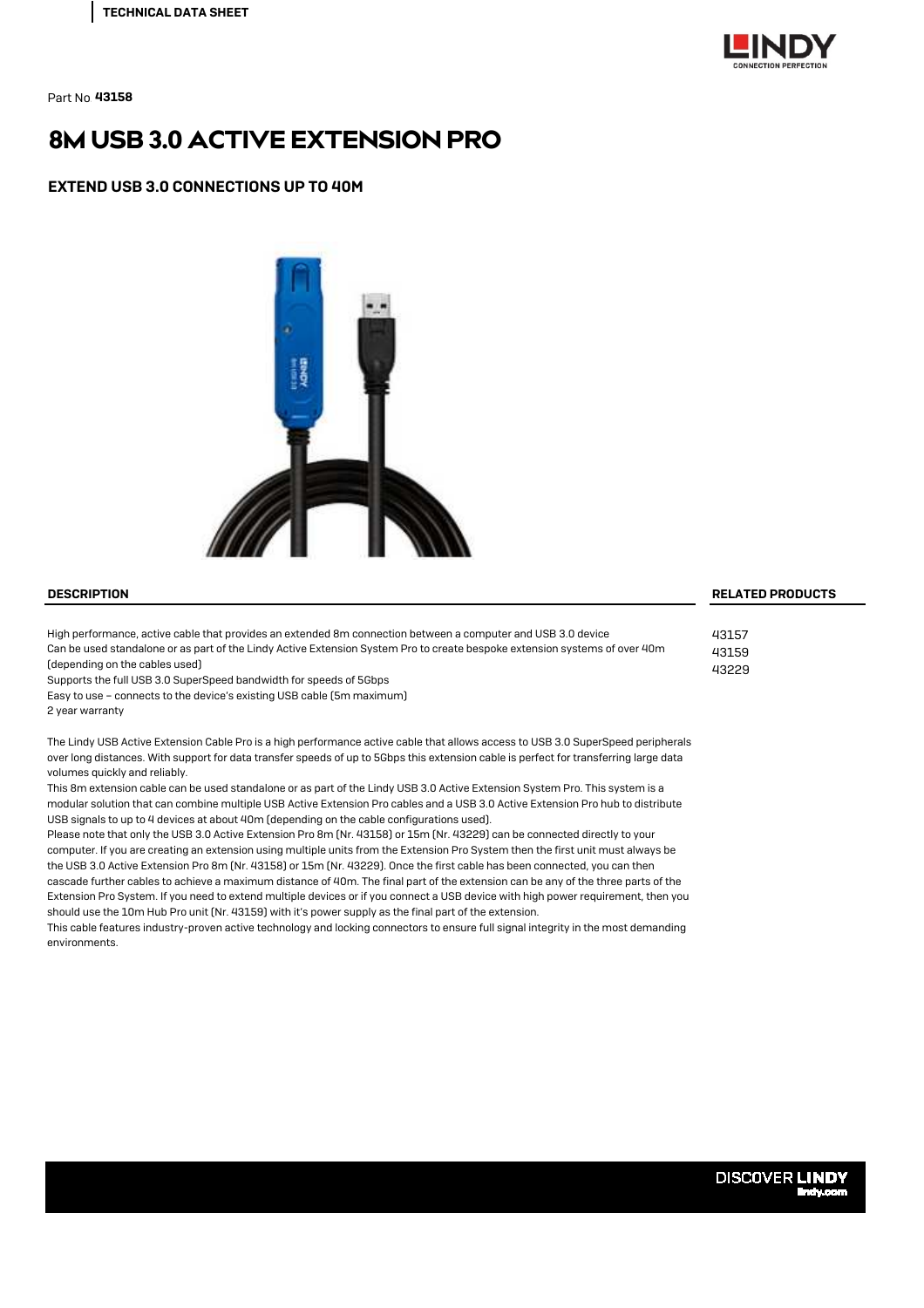TECHNICAL DATA SHEET

Part No **43158**

# 8M USB 3.0 ACTIVE EXTENSION PRO

## EXTEND USB 3.0 CONNECTIONS UP TO 40M

### DESCRIPTION

High performance, active cable that provides an extended 8m connection between a computer and USB 3.0 device
Can be used standalone or as part of the Lindy Active Extension System Pro to create bespoke extension systems of over 40m (depending on the cables used)
Supports the full USB 3.0 SuperSpeed bandwidth for speeds of 5Gbps
Easy to use – connects to the device's existing USB cable (5m maximum)
2 year warranty

The Lindy USB Active Extension Cable Pro is a high performance active cable that allows access to USB 3.0 SuperSpeed peripherals over long distances. With support for data transfer speeds of up to 5Gbps this extension cable is perfect for transferring large data volumes quickly and reliably.
This 8m extension cable can be used standalone or as part of the Lindy USB 3.0 Active Extension System Pro. This system is a modular solution that can combine multiple USB Active Extension Pro cables and a USB 3.0 Active Extension Pro hub to distribute USB signals to up to 4 devices at about 40m (depending on the cable configurations used).
Please note that only the USB 3.0 Active Extension Pro 8m (Nr. 43158) or 15m (Nr. 43229) can be connected directly to your computer. If you are creating an extension using multiple units from the Extension Pro System then the first unit must always be the USB 3.0 Active Extension Pro 8m (Nr. 43158) or 15m (Nr. 43229). Once the first cable has been connected, you can then cascade further cables to achieve a maximum distance of 40m. The final part of the extension can be any of the three parts of the Extension Pro System. If you need to extend multiple devices or if you connect a USB device with high power requirement, then you should use the 10m Hub Pro unit (Nr. 43159) with it's power supply as the final part of the extension.
This cable features industry-proven active technology and locking connectors to ensure full signal integrity in the most demanding environments.

### RELATED PRODUCTS

43157
43159
43229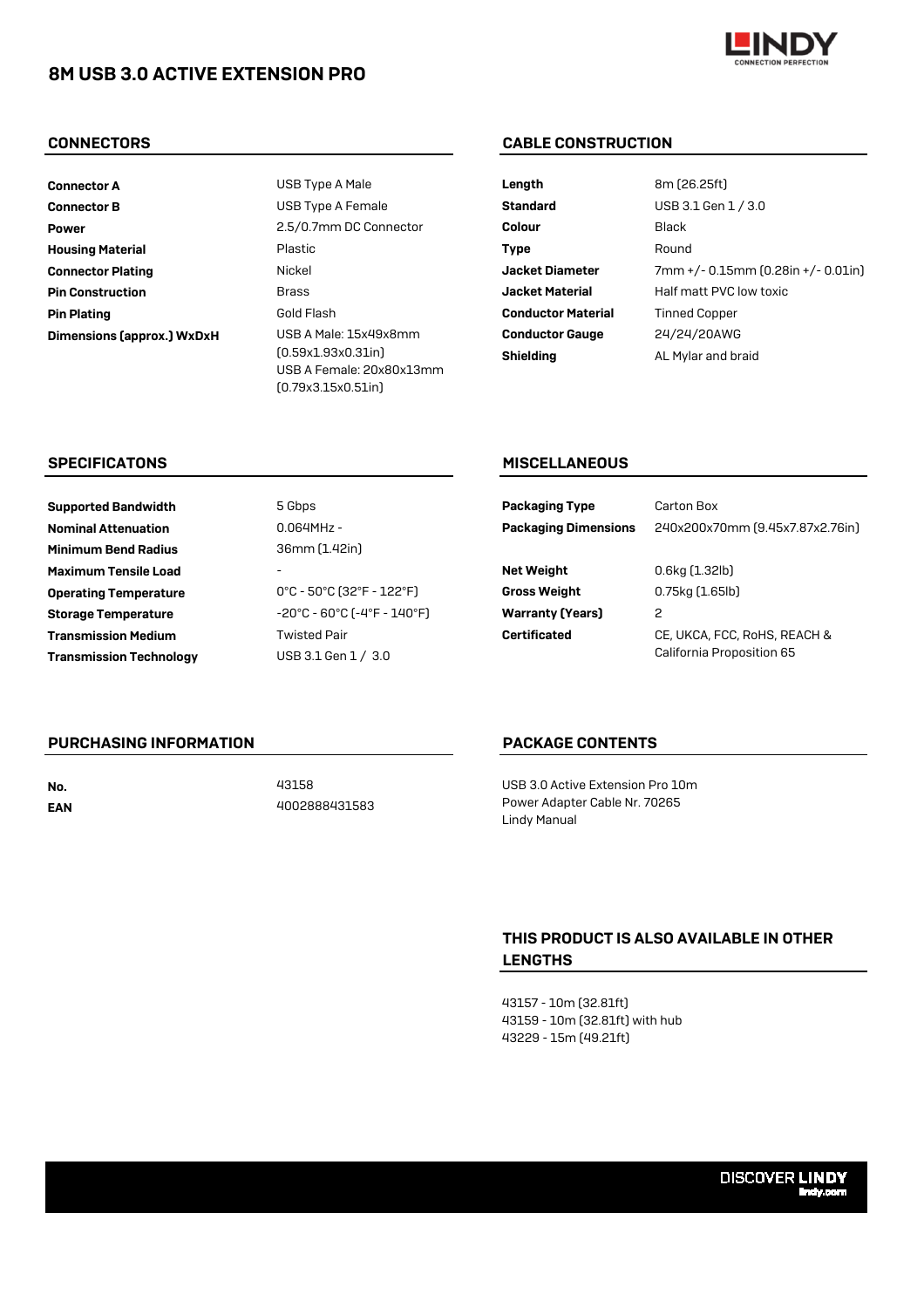# 8M USB 3.0 ACTIVE EXTENSION PRO

## CONNECTORS

| | |
|---|---|
| **Connector A** | USB Type A Male |
| **Connector B** | USB Type A Female |
| **Power** | 2.5/0.7mm DC Connector |
| **Housing Material** | Plastic |
| **Connector Plating** | Nickel |
| **Pin Construction** | Brass |
| **Pin Plating** | Gold Flash |
| **Dimensions (approx.) WxDxH** | USB A Male: 15x49x8mm (0.59x1.93x0.31in) USB A Female: 20x80x13mm (0.79x3.15x0.51in) |

## CABLE CONSTRUCTION

| | |
|---|---|
| **Length** | 8m (26.25ft) |
| **Standard** | USB 3.1 Gen 1 / 3.0 |
| **Colour** | Black |
| **Type** | Round |
| **Jacket Diameter** | 7mm +/- 0.15mm (0.28in +/- 0.01in) |
| **Jacket Material** | Half matt PVC low toxic |
| **Conductor Material** | Tinned Copper |
| **Conductor Gauge** | 24/24/20AWG |
| **Shielding** | AL Mylar and braid |

## SPECIFICATONS

| | |
|---|---|
| **Supported Bandwidth** | 5 Gbps |
| **Nominal Attenuation** | 0.064MHz - |
| **Minimum Bend Radius** | 36mm (1.42in) |
| **Maximum Tensile Load** | - |
| **Operating Temperature** | 0°C - 50°C (32°F - 122°F) |
| **Storage Temperature** | -20°C - 60°C (-4°F - 140°F) |
| **Transmission Medium** | Twisted Pair |
| **Transmission Technology** | USB 3.1 Gen 1 / 3.0 |

## MISCELLANEOUS

| | |
|---|---|
| **Packaging Type** | Carton Box |
| **Packaging Dimensions** | 240x200x70mm (9.45x7.87x2.76in) |
| **Net Weight** | 0.6kg (1.32lb) |
| **Gross Weight** | 0.75kg (1.65lb) |
| **Warranty (Years)** | 2 |
| **Certificated** | CE, UKCA, FCC, RoHS, REACH & California Proposition 65 |

## PURCHASING INFORMATION

| | |
|---|---|
| **No.** | 43158 |
| **EAN** | 4002888431583 |

## PACKAGE CONTENTS

USB 3.0 Active Extension Pro 10m
Power Adapter Cable Nr. 70265
Lindy Manual

## THIS PRODUCT IS ALSO AVAILABLE IN OTHER LENGTHS

43157 - 10m (32.81ft)
43159 - 10m (32.81ft) with hub
43229 - 15m (49.21ft)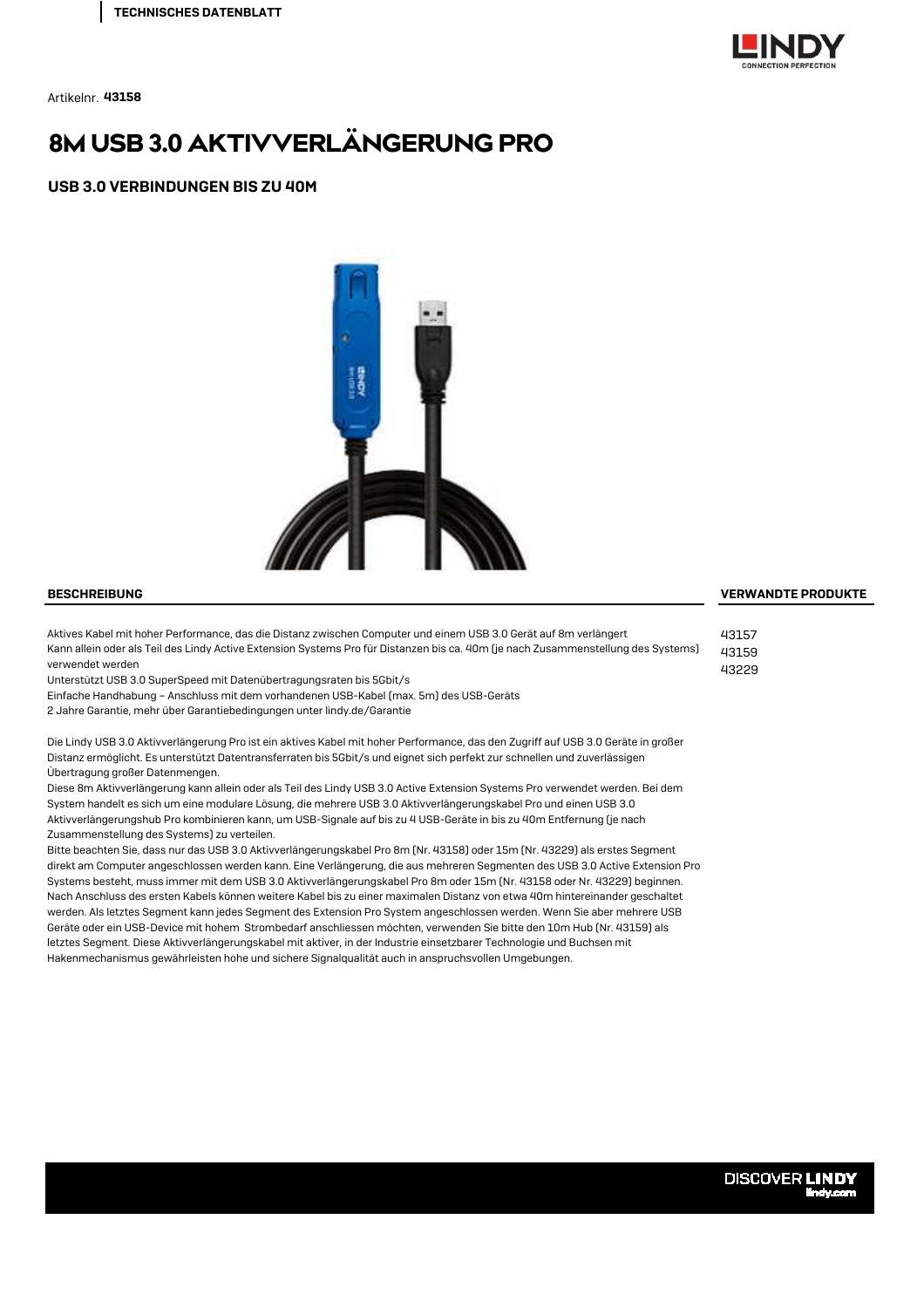TECHNISCHES DATENBLATT

Artikelnr. **43158**

# 8M USB 3.0 AKTIVVERLÄNGERUNG PRO

## USB 3.0 VERBINDUNGEN BIS ZU 40M

### BESCHREIBUNG

Aktives Kabel mit hoher Performance, das die Distanz zwischen Computer und einem USB 3.0 Gerät auf 8m verlängert
Kann allein oder als Teil des Lindy Active Extension Systems Pro für Distanzen bis ca. 40m (je nach Zusammenstellung des Systems) verwendet werden
Unterstützt USB 3.0 SuperSpeed mit Datenübertragungsraten bis 5Gbit/s
Einfache Handhabung – Anschluss mit dem vorhandenen USB-Kabel (max. 5m) des USB-Geräts
2 Jahre Garantie, mehr über Garantiebedingungen unter lindy.de/Garantie

Die Lindy USB 3.0 Aktivverlängerung Pro ist ein aktives Kabel mit hoher Performance, das den Zugriff auf USB 3.0 Geräte in großer Distanz ermöglicht. Es unterstützt Datentransferraten bis 5Gbit/s und eignet sich perfekt zur schnellen und zuverlässigen Übertragung großer Datenmengen.
Diese 8m Aktivverlängerung kann allein oder als Teil des Lindy USB 3.0 Active Extension Systems Pro verwendet werden. Bei dem System handelt es sich um eine modulare Lösung, die mehrere USB 3.0 Aktivverlängerungskabel Pro und einen USB 3.0 Aktivverlängerungshub Pro kombinieren kann, um USB-Signale auf bis zu 4 USB-Geräte in bis zu 40m Entfernung (je nach Zusammenstellung des Systems) zu verteilen.
Bitte beachten Sie, dass nur das USB 3.0 Aktivverlängerungskabel Pro 8m (Nr. 43158) oder 15m (Nr. 43229) als erstes Segment direkt am Computer angeschlossen werden kann. Eine Verlängerung, die aus mehreren Segmenten des USB 3.0 Active Extension Pro Systems besteht, muss immer mit dem USB 3.0 Aktivverlängerungskabel Pro 8m oder 15m (Nr. 43158 oder Nr. 43229) beginnen. Nach Anschluss des ersten Kabels können weitere Kabel bis zu einer maximalen Distanz von etwa 40m hintereinander geschaltet werden. Als letztes Segment kann jedes Segment des Extension Pro System angeschlossen werden. Wenn Sie aber mehrere USB Geräte oder ein USB-Device mit hohem Strombedarf anschliessen möchten, verwenden Sie bitte den 10m Hub (Nr. 43159) als letztes Segment. Diese Aktivverlängerungskabel mit aktiver, in der Industrie einsetzbarer Technologie und Buchsen mit Hakenmechanismus gewährleisten hohe und sichere Signalqualität auch in anspruchsvollen Umgebungen.

### VERWANDTE PRODUKTE

43157
43159
43229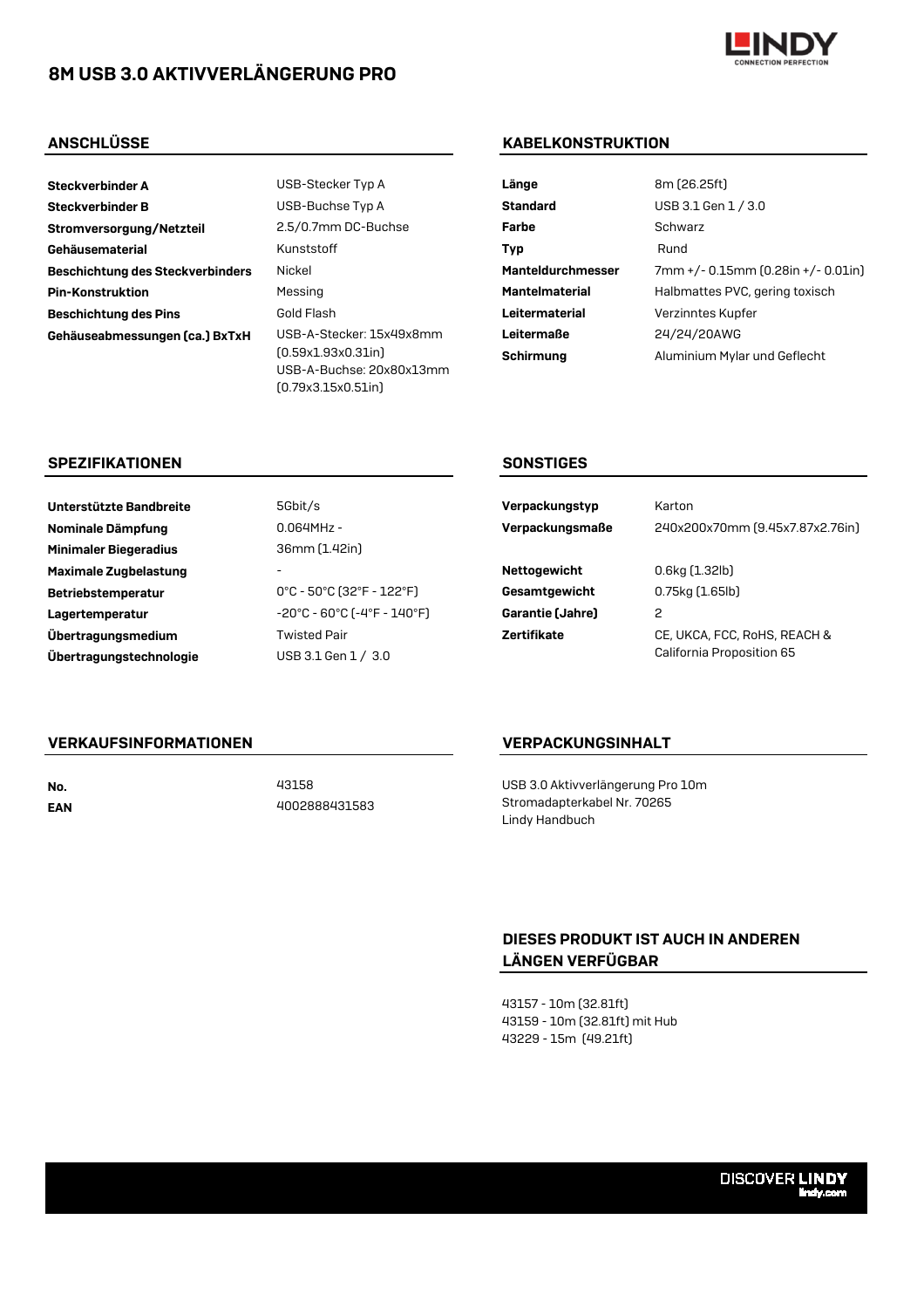# 8M USB 3.0 AKTIVVERLÄNGERUNG PRO

## ANSCHLÜSSE

| | |
|---|---|
| **Steckverbinder A** | USB-Stecker Typ A |
| **Steckverbinder B** | USB-Buchse Typ A |
| **Stromversorgung/Netzteil** | 2.5/0.7mm DC-Buchse |
| **Gehäusematerial** | Kunststoff |
| **Beschichtung des Steckverbinders** | Nickel |
| **Pin-Konstruktion** | Messing |
| **Beschichtung des Pins** | Gold Flash |
| **Gehäuseabmessungen (ca.) BxTxH** | USB-A-Stecker: 15x49x8mm (0.59x1.93x0.31in) USB-A-Buchse: 20x80x13mm (0.79x3.15x0.51in) |

## KABELKONSTRUKTION

| | |
|---|---|
| **Länge** | 8m (26.25ft) |
| **Standard** | USB 3.1 Gen 1 / 3.0 |
| **Farbe** | Schwarz |
| **Typ** | Rund |
| **Manteldurchmesser** | 7mm +/- 0.15mm (0.28in +/- 0.01in) |
| **Mantelmaterial** | Halbmattes PVC, gering toxisch |
| **Leitermaterial** | Verzinntes Kupfer |
| **Leitermaße** | 24/24/20AWG |
| **Schirmung** | Aluminium Mylar und Geflecht |

## SPEZIFIKATIONEN

| | |
|---|---|
| **Unterstützte Bandbreite** | 5Gbit/s |
| **Nominale Dämpfung** | 0.064MHz - |
| **Minimaler Biegeradius** | 36mm (1.42in) |
| **Maximale Zugbelastung** | - |
| **Betriebstemperatur** | 0°C - 50°C (32°F - 122°F) |
| **Lagertemperatur** | -20°C - 60°C (-4°F - 140°F) |
| **Übertragungsmedium** | Twisted Pair |
| **Übertragungstechnologie** | USB 3.1 Gen 1 / 3.0 |

## SONSTIGES

| | |
|---|---|
| **Verpackungstyp** | Karton |
| **Verpackungsmaße** | 240x200x70mm (9.45x7.87x2.76in) |
| **Nettogewicht** | 0.6kg (1.32lb) |
| **Gesamtgewicht** | 0.75kg (1.65lb) |
| **Garantie (Jahre)** | 2 |
| **Zertifikate** | CE, UKCA, FCC, RoHS, REACH & California Proposition 65 |

## VERKAUFSINFORMATIONEN

| | |
|---|---|
| **No.** | 43158 |
| **EAN** | 4002888431583 |

## VERPACKUNGSINHALT

USB 3.0 Aktivverlängerung Pro 10m
Stromadapterkabel Nr. 70265
Lindy Handbuch

## DIESES PRODUKT IST AUCH IN ANDEREN LÄNGEN VERFÜGBAR

43157 - 10m (32.81ft)
43159 - 10m (32.81ft) mit Hub
43229 - 15m (49.21ft)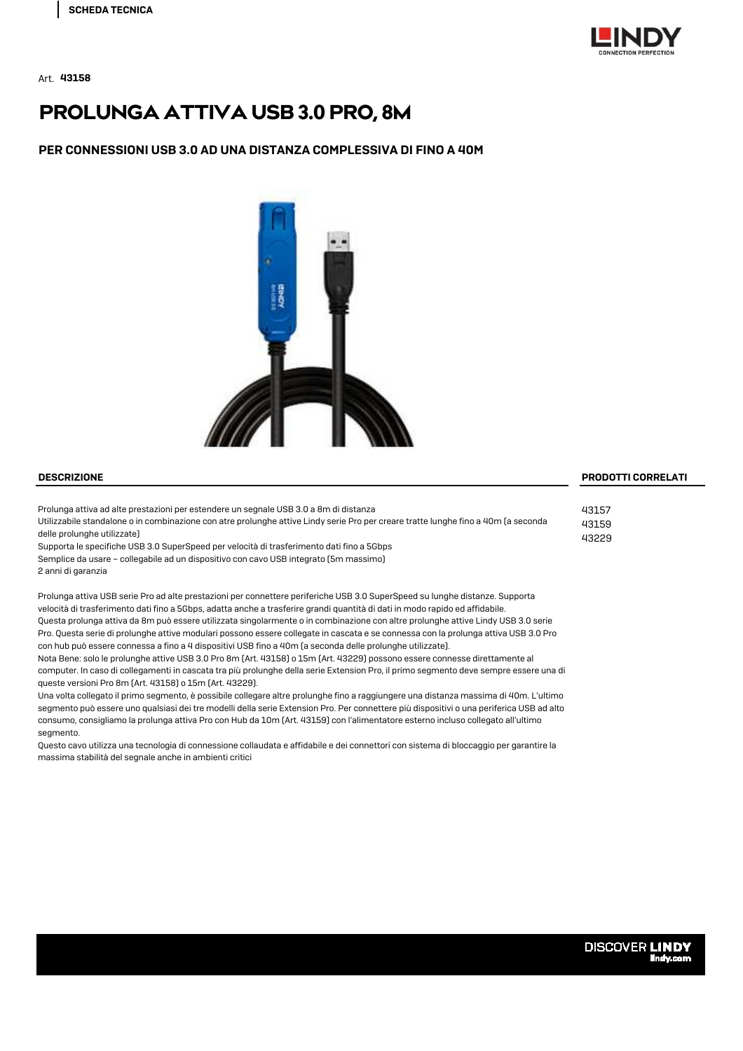SCHEDA TECNICA

Art. **43158**

# PROLUNGA ATTIVA USB 3.0 PRO, 8M

### PER CONNESSIONI USB 3.0 AD UNA DISTANZA COMPLESSIVA DI FINO A 40M

## DESCRIZIONE

Prolunga attiva ad alte prestazioni per estendere un segnale USB 3.0 a 8m di distanza
Utilizzabile standalone o in combinazione con atre prolunghe attive Lindy serie Pro per creare tratte lunghe fino a 40m (a seconda delle prolunghe utilizzate)
Supporta le specifiche USB 3.0 SuperSpeed per velocità di trasferimento dati fino a 5Gbps
Semplice da usare – collegabile ad un dispositivo con cavo USB integrato (5m massimo)
2 anni di garanzia

Prolunga attiva USB serie Pro ad alte prestazioni per connettere periferiche USB 3.0 SuperSpeed su lunghe distanze. Supporta velocità di trasferimento dati fino a 5Gbps, adatta anche a trasferire grandi quantità di dati in modo rapido ed affidabile.
Questa prolunga attiva da 8m può essere utilizzata singolarmente o in combinazione con altre prolunghe attive Lindy USB 3.0 serie Pro. Questa serie di prolunghe attive modulari possono essere collegate in cascata e se connessa con la prolunga attiva USB 3.0 Pro con hub può essere connessa a fino a 4 dispositivi USB fino a 40m (a seconda delle prolunghe utilizzate).
Nota Bene: solo le prolunghe attive USB 3.0 Pro 8m (Art. 43158) o 15m (Art. 43229) possono essere connesse direttamente al computer. In caso di collegamenti in cascata tra più prolunghe della serie Extension Pro, il primo segmento deve sempre essere una di queste versioni Pro 8m (Art. 43158) o 15m (Art. 43229).
Una volta collegato il primo segmento, è possibile collegare altre prolunghe fino a raggiungere una distanza massima di 40m. L'ultimo segmento può essere uno qualsiasi dei tre modelli della serie Extension Pro. Per connettere più dispositivi o una periferica USB ad alto consumo, consigliamo la prolunga attiva Pro con Hub da 10m (Art. 43159) con l'alimentatore esterno incluso collegato all'ultimo segmento.
Questo cavo utilizza una tecnologia di connessione collaudata e affidabile e dei connettori con sistema di bloccaggio per garantire la massima stabilità del segnale anche in ambienti critici

## PRODOTTI CORRELATI

43157
43159
43229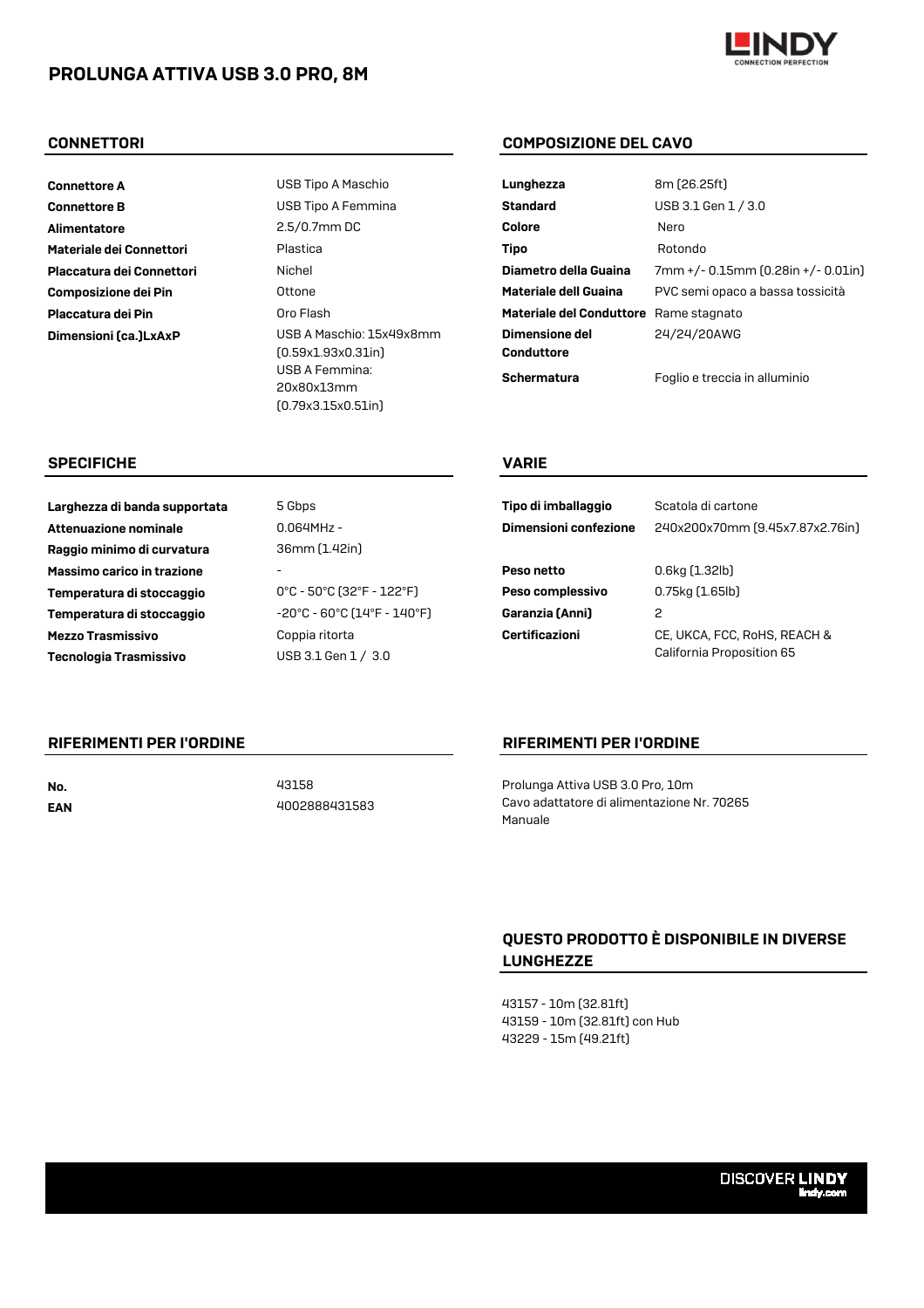# PROLUNGA ATTIVA USB 3.0 PRO, 8M

## CONNETTORI

| | |
|---|---|
| **Connettore A** | USB Tipo A Maschio |
| **Connettore B** | USB Tipo A Femmina |
| **Alimentatore** | 2.5/0.7mm DC |
| **Materiale dei Connettori** | Plastica |
| **Placcatura dei Connettori** | Nichel |
| **Composizione dei Pin** | Ottone |
| **Placcatura dei Pin** | Oro Flash |
| **Dimensioni (ca.)LxAxP** | USB A Maschio: 15x49x8mm (0.59x1.93x0.31in) USB A Femmina: 20x80x13mm (0.79x3.15x0.51in) |

## COMPOSIZIONE DEL CAVO

| | |
|---|---|
| **Lunghezza** | 8m (26.25ft) |
| **Standard** | USB 3.1 Gen 1 / 3.0 |
| **Colore** | Nero |
| **Tipo** | Rotondo |
| **Diametro della Guaina** | 7mm +/- 0.15mm (0.28in +/- 0.01in) |
| **Materiale dell Guaina** | PVC semi opaco a bassa tossicità |
| **Materiale del Conduttore** | Rame stagnato |
| **Dimensione del Conduttore** | 24/24/20AWG |
| **Schermatura** | Foglio e treccia in alluminio |

## SPECIFICHE

| | |
|---|---|
| **Larghezza di banda supportata** | 5 Gbps |
| **Attenuazione nominale** | 0.064MHz - |
| **Raggio minimo di curvatura** | 36mm (1.42in) |
| **Massimo carico in trazione** | - |
| **Temperatura di stoccaggio** | 0°C - 50°C (32°F - 122°F) |
| **Temperatura di stoccaggio** | -20°C - 60°C (14°F - 140°F) |
| **Mezzo Trasmissivo** | Coppia ritorta |
| **Tecnologia Trasmissivo** | USB 3.1 Gen 1 / 3.0 |

## VARIE

| | |
|---|---|
| **Tipo di imballaggio** | Scatola di cartone |
| **Dimensioni confezione** | 240x200x70mm (9.45x7.87x2.76in) |
| **Peso netto** | 0.6kg (1.32lb) |
| **Peso complessivo** | 0.75kg (1.65lb) |
| **Garanzia (Anni)** | 2 |
| **Certificazioni** | CE, UKCA, FCC, RoHS, REACH & California Proposition 65 |

## RIFERIMENTI PER L'ORDINE

| | |
|---|---|
| **No.** | 43158 |
| **EAN** | 4002888431583 |

## RIFERIMENTI PER L'ORDINE

Prolunga Attiva USB 3.0 Pro, 10m
Cavo adattatore di alimentazione Nr. 70265
Manuale

## QUESTO PRODOTTO È DISPONIBILE IN DIVERSE LUNGHEZZE

43157 - 10m (32.81ft)
43159 - 10m (32.81ft) con Hub
43229 - 15m (49.21ft)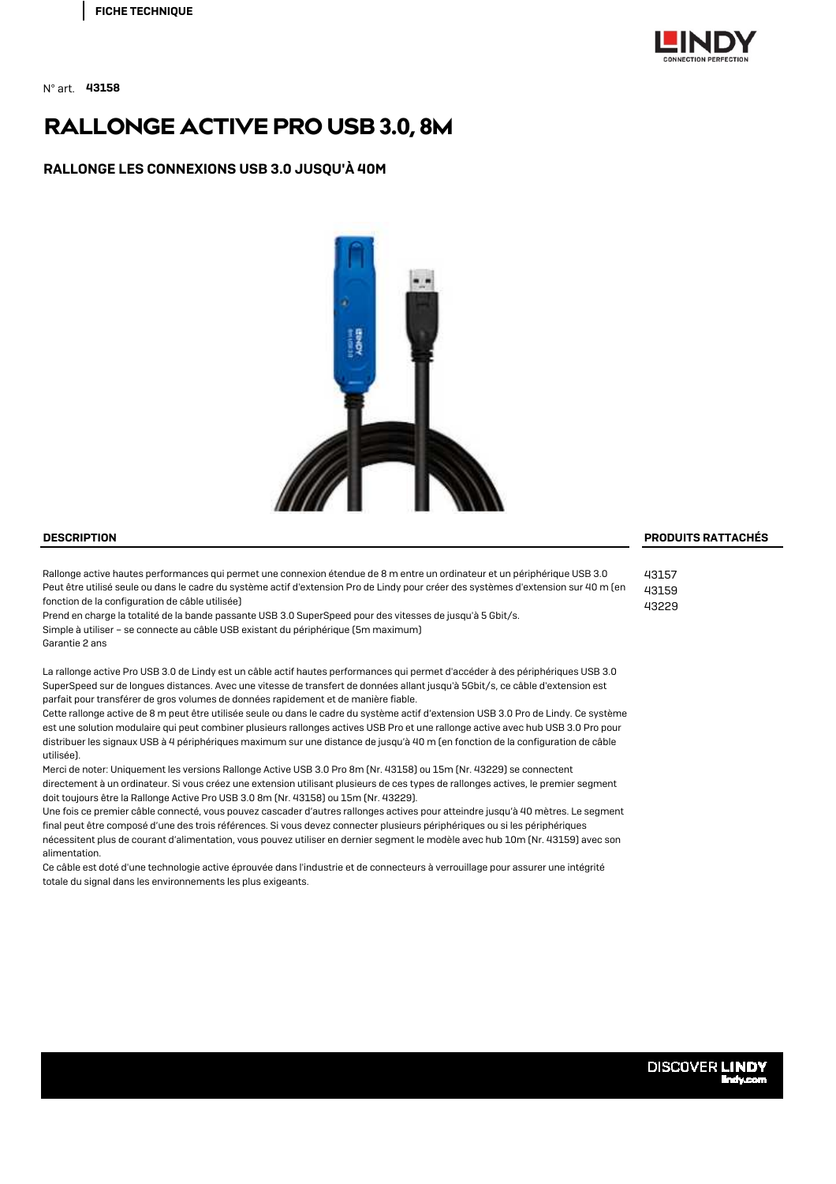FICHE TECHNIQUE

N° art. **43158**

# RALLONGE ACTIVE PRO USB 3.0, 8M

### RALLONGE LES CONNEXIONS USB 3.0 JUSQU'À 40M

## DESCRIPTION

Rallonge active hautes performances qui permet une connexion étendue de 8 m entre un ordinateur et un périphérique USB 3.0
Peut être utilisé seule ou dans le cadre du système actif d'extension Pro de Lindy pour créer des systèmes d'extension sur 40 m (en fonction de la configuration de câble utilisée)
Prend en charge la totalité de la bande passante USB 3.0 SuperSpeed pour des vitesses de jusqu'à 5 Gbit/s.
Simple à utiliser – se connecte au câble USB existant du périphérique (5m maximum)
Garantie 2 ans

La rallonge active Pro USB 3.0 de Lindy est un câble actif hautes performances qui permet d'accéder à des périphériques USB 3.0 SuperSpeed sur de longues distances. Avec une vitesse de transfert de données allant jusqu'à 5Gbit/s, ce câble d'extension est parfait pour transférer de gros volumes de données rapidement et de manière fiable.
Cette rallonge active de 8 m peut être utilisée seule ou dans le cadre du système actif d'extension USB 3.0 Pro de Lindy. Ce système est une solution modulaire qui peut combiner plusieurs rallonges actives USB Pro et une rallonge active avec hub USB 3.0 Pro pour distribuer les signaux USB à 4 périphériques maximum sur une distance de jusqu'à 40 m (en fonction de la configuration de câble utilisée).
Merci de noter: Uniquement les versions Rallonge Active USB 3.0 Pro 8m (Nr. 43158) ou 15m (Nr. 43229) se connectent directement à un ordinateur. Si vous créez une extension utilisant plusieurs de ces types de rallonges actives, le premier segment doit toujours être la Rallonge Active Pro USB 3.0 8m (Nr. 43158) ou 15m (Nr. 43229).
Une fois ce premier câble connecté, vous pouvez cascader d'autres rallonges actives pour atteindre jusqu'à 40 mètres. Le segment final peut être composé d'une des trois références. Si vous devez connecter plusieurs périphériques ou si les périphériques nécessitent plus de courant d'alimentation, vous pouvez utiliser en dernier segment le modèle avec hub 10m (Nr. 43159) avec son alimentation.
Ce câble est doté d'une technologie active éprouvée dans l'industrie et de connecteurs à verrouillage pour assurer une intégrité totale du signal dans les environnements les plus exigeants.

## PRODUITS RATTACHÉS

43157
43159
43229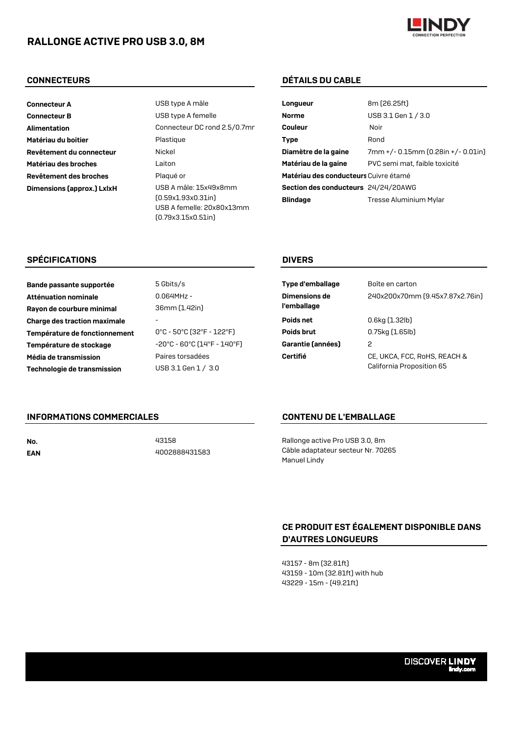# RALLONGE ACTIVE PRO USB 3.0, 8M

## CONNECTEURS

| | |
|---|---|
| **Connecteur A** | USB type A mâle |
| **Connecteur B** | USB type A femelle |
| **Alimentation** | Connecteur DC rond 2.5/0.7mr |
| **Matériau du boitier** | Plastique |
| **Revêtement du connecteur** | Nickel |
| **Matériau des broches** | Laiton |
| **Revêtement des broches** | Plaqué or |
| **Dimensions (approx.) LxlxH** | USB A mâle: 15x49x8mm (0.59x1.93x0.31in) USB A femelle: 20x80x13mm (0.79x3.15x0.51in) |

## DÉTAILS DU CABLE

| | |
|---|---|
| **Longueur** | 8m (26.25ft) |
| **Norme** | USB 3.1 Gen 1 / 3.0 |
| **Couleur** | Noir |
| **Type** | Rond |
| **Diamètre de la gaine** | 7mm +/- 0.15mm (0.28in +/- 0.01in) |
| **Matériau de la gaine** | PVC semi mat, faible toxicité |
| **Matériau des conducteurs** | Cuivre étamé |
| **Section des conducteurs** | 24/24/20AWG |
| **Blindage** | Tresse Aluminium Mylar |

## SPÉCIFICATIONS

| | |
|---|---|
| **Bande passante supportée** | 5 Gbits/s |
| **Atténuation nominale** | 0.064MHz - |
| **Rayon de courbure minimal** | 36mm (1.42in) |
| **Charge des traction maximale** | - |
| **Température de fonctionnement** | 0°C - 50°C (32°F - 122°F) |
| **Température de stockage** | -20°C - 60°C (14°F - 140°F) |
| **Média de transmission** | Paires torsadées |
| **Technologie de transmission** | USB 3.1 Gen 1 / 3.0 |

## DIVERS

| | |
|---|---|
| **Type d'emballage** | Boîte en carton |
| **Dimensions de l'emballage** | 240x200x70mm (9.45x7.87x2.76in) |
| **Poids net** | 0.6kg (1.32lb) |
| **Poids brut** | 0.75kg (1.65lb) |
| **Garantie (années)** | 2 |
| **Certifié** | CE, UKCA, FCC, RoHS, REACH & California Proposition 65 |

## INFORMATIONS COMMERCIALES

| | |
|---|---|
| **No.** | 43158 |
| **EAN** | 4002888431583 |

## CONTENU DE L'EMBALLAGE

Rallonge active Pro USB 3.0, 8m
Câble adaptateur secteur Nr. 70265
Manuel Lindy

## CE PRODUIT EST ÉGALEMENT DISPONIBLE DANS D'AUTRES LONGUEURS

43157 - 8m (32.81ft)
43159 - 10m (32.81ft) with hub
43229 - 15m - (49.21ft)